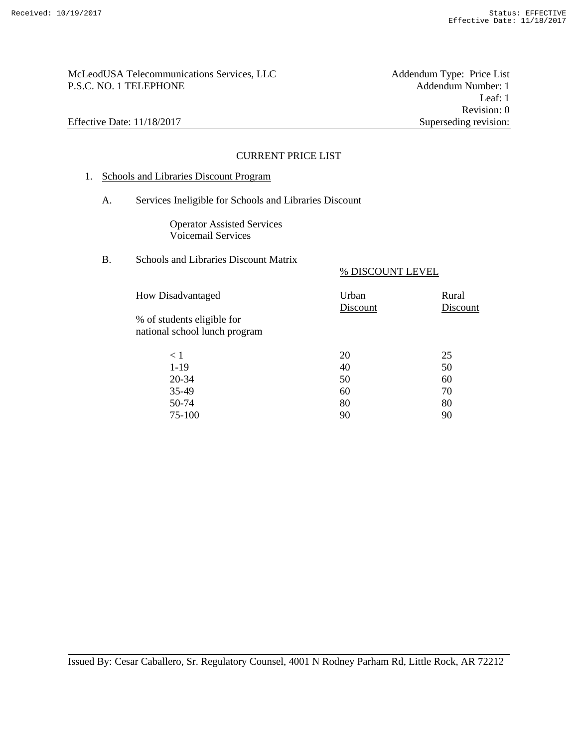McLeodUSA Telecommunications Services, LLC
P.S.C. NO. 1 TELEPHONE

Addendum Type: Price List
Addendum Number: 1
Leaf: 1
Revision: 0
Superseding revision:

Effective Date: 11/18/2017

## CURRENT PRICE LIST

1. Schools and Libraries Discount Program

   A. Services Ineligible for Schools and Libraries Discount

      Operator Assisted Services
      Voicemail Services

   B. Schools and Libraries Discount Matrix

| How Disadvantaged | % DISCOUNT LEVEL | |
|---|---|---|
| % of students eligible for national school lunch program | Urban Discount | Rural Discount |
| < 1 | 20 | 25 |
| 1-19 | 40 | 50 |
| 20-34 | 50 | 60 |
| 35-49 | 60 | 70 |
| 50-74 | 80 | 80 |
| 75-100 | 90 | 90 |

Issued By: Cesar Caballero, Sr. Regulatory Counsel, 4001 N Rodney Parham Rd, Little Rock, AR 72212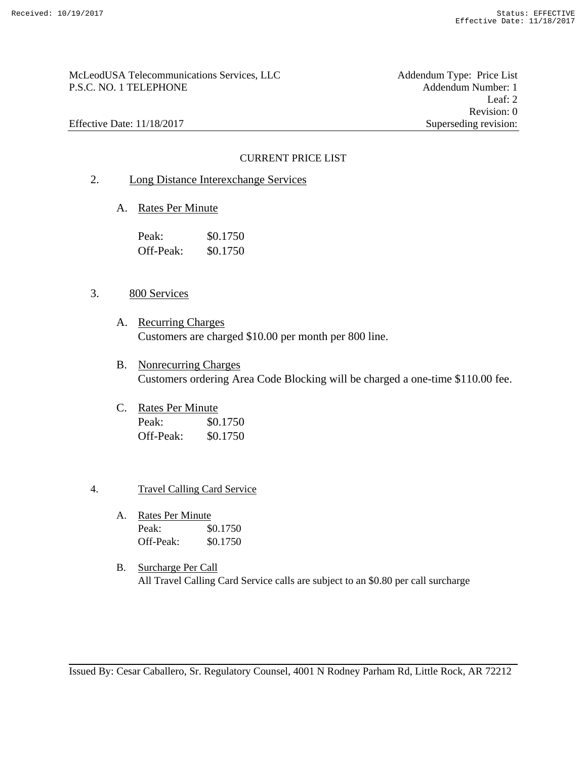McLeodUSA Telecommunications Services, LLC
P.S.C. NO. 1 TELEPHONE

Addendum Type: Price List
Addendum Number: 1
Leaf: 2
Revision: 0
Superseding revision:

Effective Date: 11/18/2017

CURRENT PRICE LIST

2. Long Distance Interexchange Services

   A. Rates Per Minute

      Peak: $0.1750
      Off-Peak: $0.1750

3. 800 Services

   A. Recurring Charges
      Customers are charged $10.00 per month per 800 line.

   B. Nonrecurring Charges
      Customers ordering Area Code Blocking will be charged a one-time $110.00 fee.

   C. Rates Per Minute
      Peak: $0.1750
      Off-Peak: $0.1750

4. Travel Calling Card Service

   A. Rates Per Minute
      Peak: $0.1750
      Off-Peak: $0.1750

   B. Surcharge Per Call
      All Travel Calling Card Service calls are subject to an $0.80 per call surcharge

Issued By: Cesar Caballero, Sr. Regulatory Counsel, 4001 N Rodney Parham Rd, Little Rock, AR 72212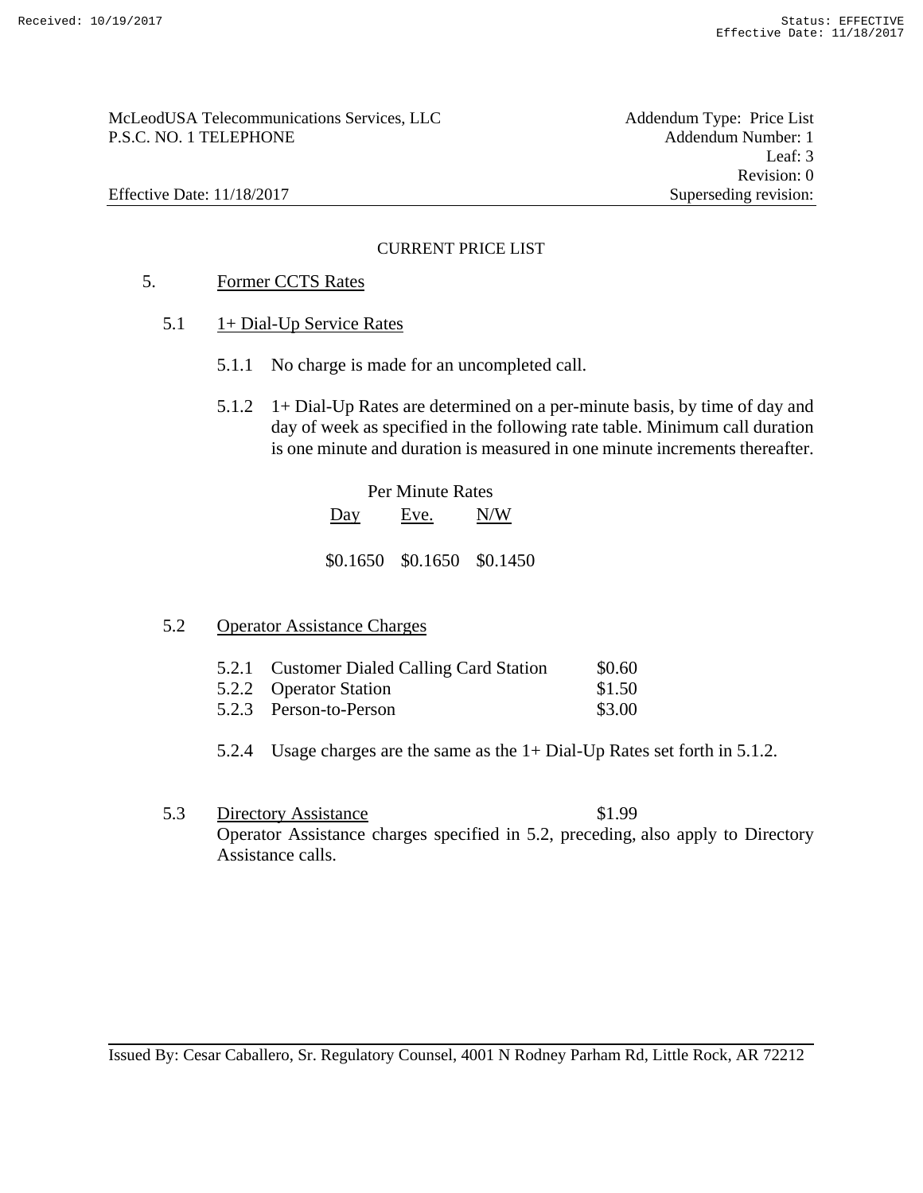McLeodUSA Telecommunications Services, LLC
P.S.C. NO. 1 TELEPHONE

Addendum Type: Price List
Addendum Number: 1
Leaf: 3
Revision: 0
Superseding revision:

Effective Date: 11/18/2017

CURRENT PRICE LIST

## 5. Former CCTS Rates

### 5.1 1+ Dial-Up Service Rates

5.1.1 No charge is made for an uncompleted call.

5.1.2 1+ Dial-Up Rates are determined on a per-minute basis, by time of day and day of week as specified in the following rate table. Minimum call duration is one minute and duration is measured in one minute increments thereafter.

| Per Minute Rates | | |
| --- | --- | --- |
| Day | Eve. | N/W |
| $0.1650 | $0.1650 | $0.1450 |

### 5.2 Operator Assistance Charges

| | | |
| --- | --- | --- |
| 5.2.1 | Customer Dialed Calling Card Station | $0.60 |
| 5.2.2 | Operator Station | $1.50 |
| 5.2.3 | Person-to-Person | $3.00 |

5.2.4 Usage charges are the same as the 1+ Dial-Up Rates set forth in 5.1.2.

### 5.3 Directory Assistance $1.99

Operator Assistance charges specified in 5.2, preceding, also apply to Directory Assistance calls.

Issued By: Cesar Caballero, Sr. Regulatory Counsel, 4001 N Rodney Parham Rd, Little Rock, AR 72212